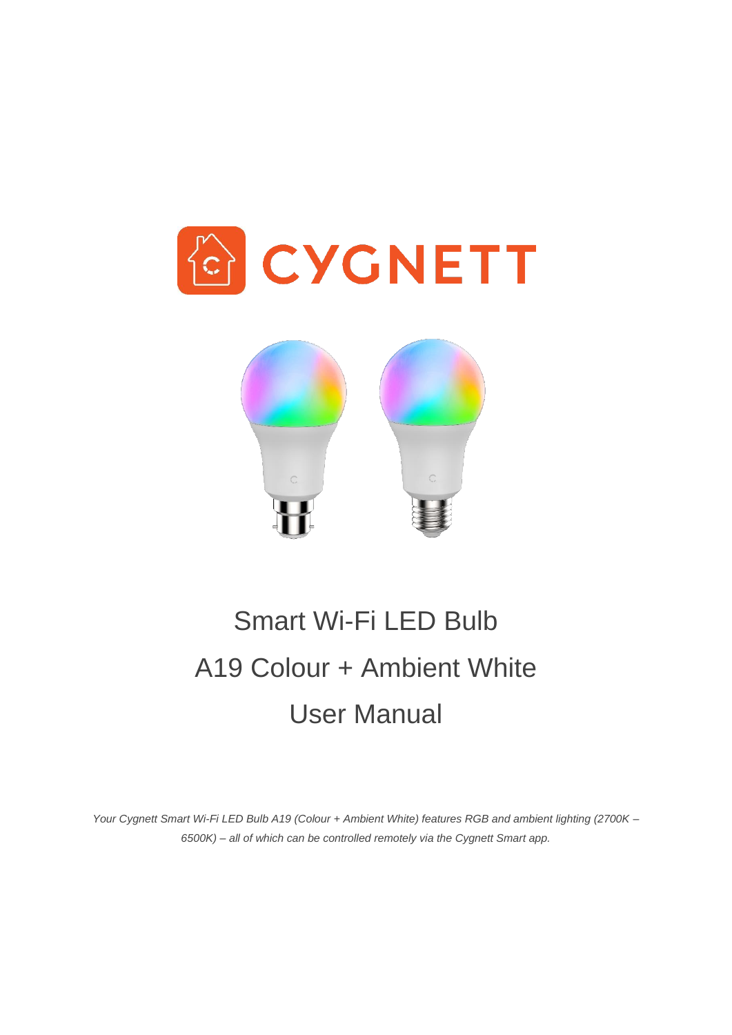# CYGNETT

# Smart Wi-Fi LED Bulb
# A19 Colour + Ambient White
# User Manual

*Your Cygnett Smart Wi-Fi LED Bulb A19 (Colour + Ambient White) features RGB and ambient lighting (2700K – 6500K) – all of which can be controlled remotely via the Cygnett Smart app.*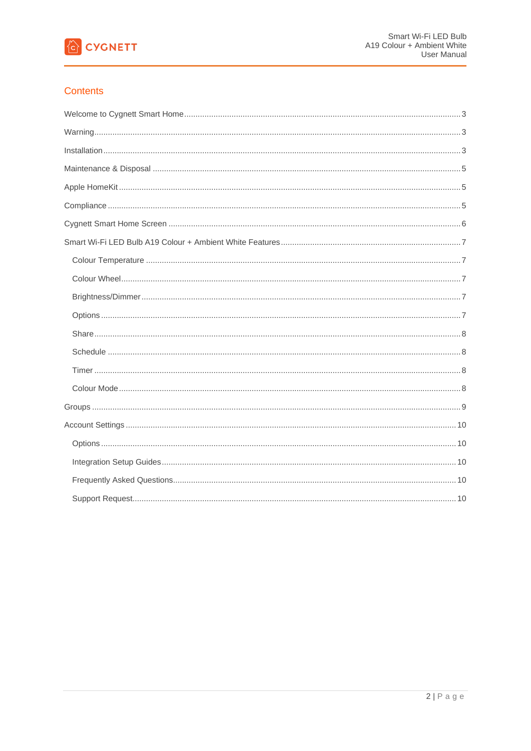## Contents

Welcome to Cygnett Smart Home ........ 3

Warning ........ 3

Installation ........ 3

Maintenance & Disposal ........ 5

Apple HomeKit ........ 5

Compliance ........ 5

Cygnett Smart Home Screen ........ 6

Smart Wi-Fi LED Bulb A19 Colour + Ambient White Features ........ 7

- Colour Temperature ........ 7
- Colour Wheel ........ 7
- Brightness/Dimmer ........ 7
- Options ........ 7
- Share ........ 8
- Schedule ........ 8
- Timer ........ 8
- Colour Mode ........ 8

Groups ........ 9

Account Settings ........ 10

- Options ........ 10
- Integration Setup Guides ........ 10
- Frequently Asked Questions ........ 10
- Support Request ........ 10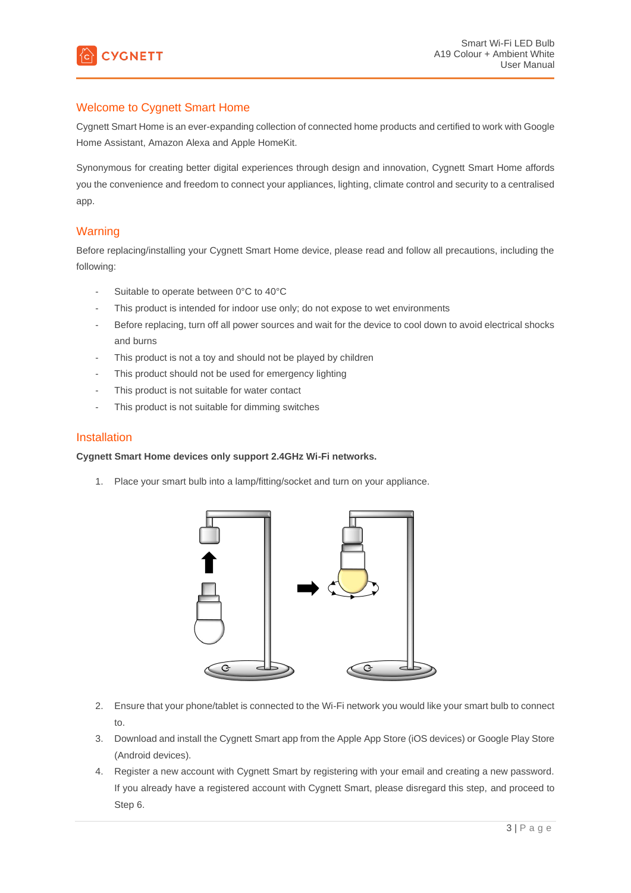## Welcome to Cygnett Smart Home

Cygnett Smart Home is an ever-expanding collection of connected home products and certified to work with Google Home Assistant, Amazon Alexa and Apple HomeKit.

Synonymous for creating better digital experiences through design and innovation, Cygnett Smart Home affords you the convenience and freedom to connect your appliances, lighting, climate control and security to a centralised app.

## Warning

Before replacing/installing your Cygnett Smart Home device, please read and follow all precautions, including the following:

- Suitable to operate between 0°C to 40°C
- This product is intended for indoor use only; do not expose to wet environments
- Before replacing, turn off all power sources and wait for the device to cool down to avoid electrical shocks and burns
- This product is not a toy and should not be played by children
- This product should not be used for emergency lighting
- This product is not suitable for water contact
- This product is not suitable for dimming switches

## Installation

**Cygnett Smart Home devices only support 2.4GHz Wi-Fi networks.**

1. Place your smart bulb into a lamp/fitting/socket and turn on your appliance.
2. Ensure that your phone/tablet is connected to the Wi-Fi network you would like your smart bulb to connect to.
3. Download and install the Cygnett Smart app from the Apple App Store (iOS devices) or Google Play Store (Android devices).
4. Register a new account with Cygnett Smart by registering with your email and creating a new password. If you already have a registered account with Cygnett Smart, please disregard this step, and proceed to Step 6.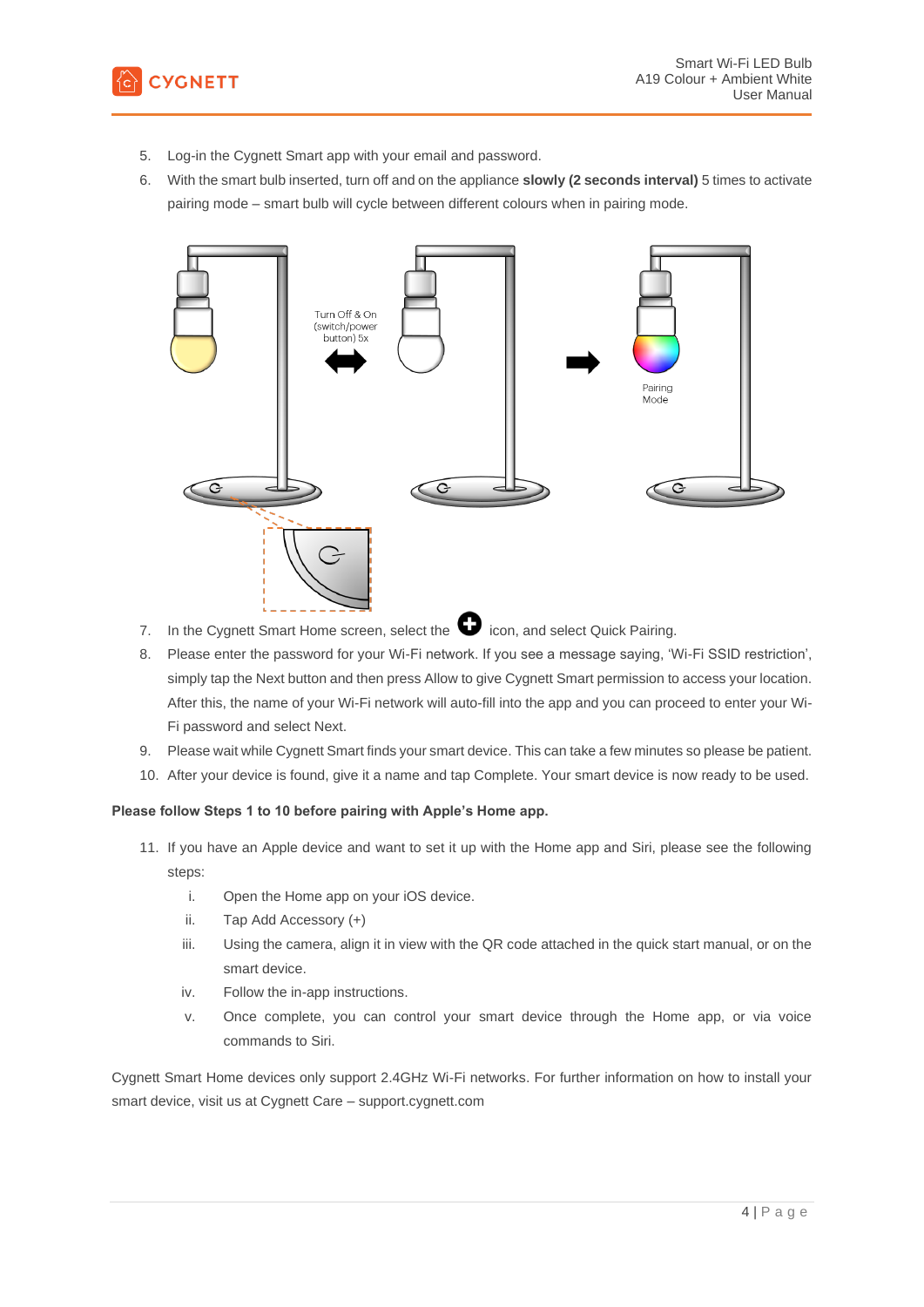5. Log-in the Cygnett Smart app with your email and password.
6. With the smart bulb inserted, turn off and on the appliance **slowly (2 seconds interval)** 5 times to activate pairing mode – smart bulb will cycle between different colours when in pairing mode.

Turn Off & On (switch/power button) 5x

Pairing Mode

7. In the Cygnett Smart Home screen, select the ⊕ icon, and select Quick Pairing.
8. Please enter the password for your Wi-Fi network. If you see a message saying, 'Wi-Fi SSID restriction', simply tap the Next button and then press Allow to give Cygnett Smart permission to access your location. After this, the name of your Wi-Fi network will auto-fill into the app and you can proceed to enter your Wi-Fi password and select Next.
9. Please wait while Cygnett Smart finds your smart device. This can take a few minutes so please be patient.
10. After your device is found, give it a name and tap Complete. Your smart device is now ready to be used.

**Please follow Steps 1 to 10 before pairing with Apple's Home app.**

11. If you have an Apple device and want to set it up with the Home app and Siri, please see the following steps:
    i. Open the Home app on your iOS device.
    ii. Tap Add Accessory (+)
    iii. Using the camera, align it in view with the QR code attached in the quick start manual, or on the smart device.
    iv. Follow the in-app instructions.
    v. Once complete, you can control your smart device through the Home app, or via voice commands to Siri.

Cygnett Smart Home devices only support 2.4GHz Wi-Fi networks. For further information on how to install your smart device, visit us at Cygnett Care – support.cygnett.com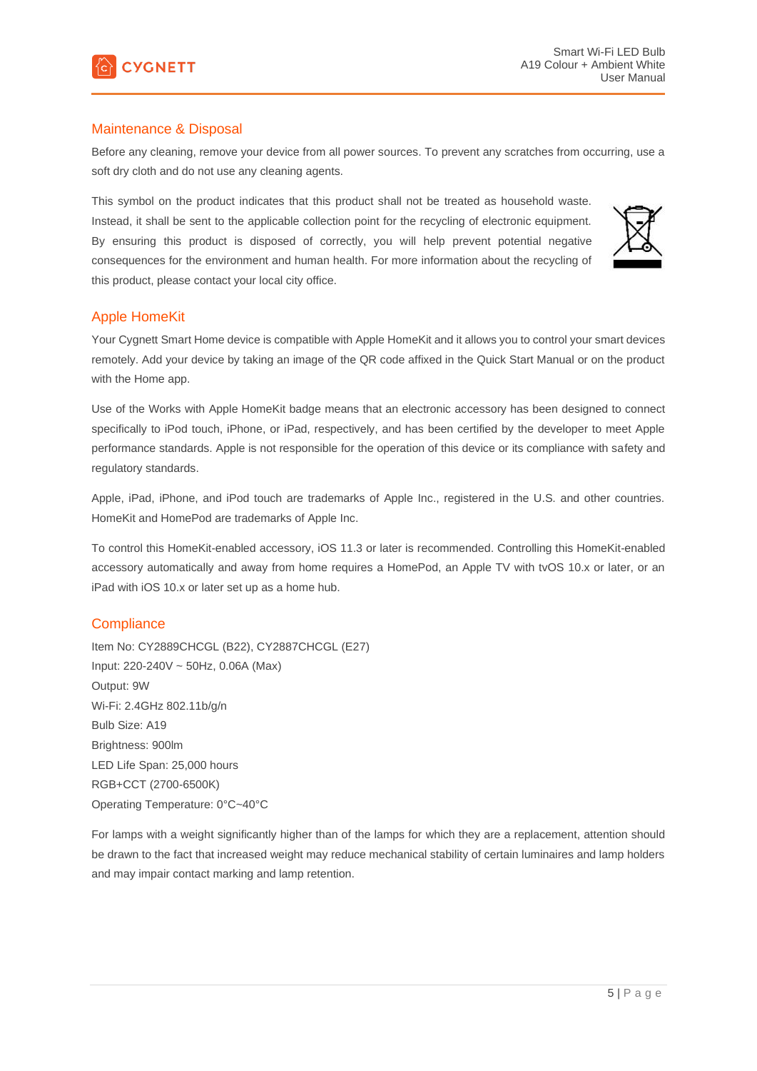## Maintenance & Disposal

Before any cleaning, remove your device from all power sources. To prevent any scratches from occurring, use a soft dry cloth and do not use any cleaning agents.

This symbol on the product indicates that this product shall not be treated as household waste. Instead, it shall be sent to the applicable collection point for the recycling of electronic equipment. By ensuring this product is disposed of correctly, you will help prevent potential negative consequences for the environment and human health. For more information about the recycling of this product, please contact your local city office.

## Apple HomeKit

Your Cygnett Smart Home device is compatible with Apple HomeKit and it allows you to control your smart devices remotely. Add your device by taking an image of the QR code affixed in the Quick Start Manual or on the product with the Home app.

Use of the Works with Apple HomeKit badge means that an electronic accessory has been designed to connect specifically to iPod touch, iPhone, or iPad, respectively, and has been certified by the developer to meet Apple performance standards. Apple is not responsible for the operation of this device or its compliance with safety and regulatory standards.

Apple, iPad, iPhone, and iPod touch are trademarks of Apple Inc., registered in the U.S. and other countries. HomeKit and HomePod are trademarks of Apple Inc.

To control this HomeKit-enabled accessory, iOS 11.3 or later is recommended. Controlling this HomeKit-enabled accessory automatically and away from home requires a HomePod, an Apple TV with tvOS 10.x or later, or an iPad with iOS 10.x or later set up as a home hub.

## Compliance

Item No: CY2889CHCGL (B22), CY2887CHCGL (E27)
Input: 220-240V ~ 50Hz, 0.06A (Max)
Output: 9W
Wi-Fi: 2.4GHz 802.11b/g/n
Bulb Size: A19
Brightness: 900lm
LED Life Span: 25,000 hours
RGB+CCT (2700-6500K)
Operating Temperature: 0°C~40°C

For lamps with a weight significantly higher than of the lamps for which they are a replacement, attention should be drawn to the fact that increased weight may reduce mechanical stability of certain luminaires and lamp holders and may impair contact marking and lamp retention.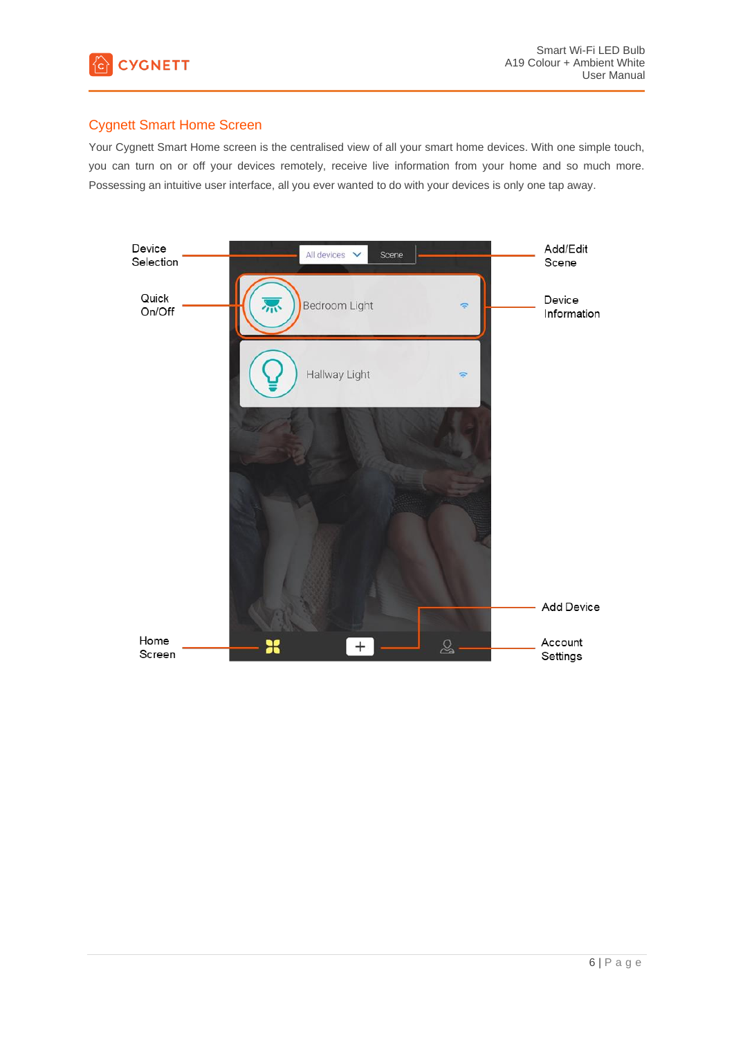## Cygnett Smart Home Screen

Your Cygnett Smart Home screen is the centralised view of all your smart home devices. With one simple touch, you can turn on or off your devices remotely, receive live information from your home and so much more. Possessing an intuitive user interface, all you ever wanted to do with your devices is only one tap away.

Device Selection

Quick On/Off

Home Screen

Add/Edit Scene

Device Information

Add Device

Account Settings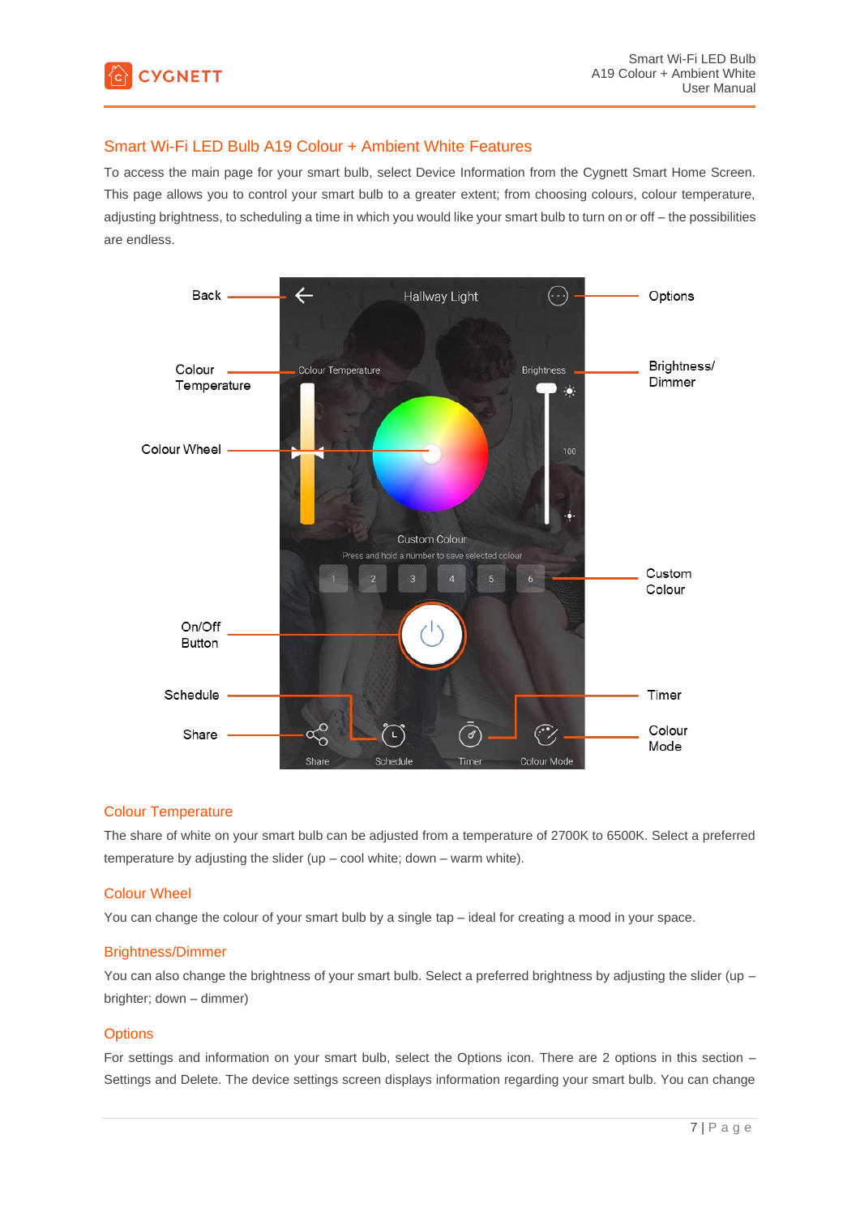## Smart Wi-Fi LED Bulb A19 Colour + Ambient White Features

To access the main page for your smart bulb, select Device Information from the Cygnett Smart Home Screen. This page allows you to control your smart bulb to a greater extent; from choosing colours, colour temperature, adjusting brightness, to scheduling a time in which you would like your smart bulb to turn on or off – the possibilities are endless.

### Colour Temperature

The share of white on your smart bulb can be adjusted from a temperature of 2700K to 6500K. Select a preferred temperature by adjusting the slider (up – cool white; down – warm white).

### Colour Wheel

You can change the colour of your smart bulb by a single tap – ideal for creating a mood in your space.

### Brightness/Dimmer

You can also change the brightness of your smart bulb. Select a preferred brightness by adjusting the slider (up – brighter; down – dimmer)

### Options

For settings and information on your smart bulb, select the Options icon. There are 2 options in this section – Settings and Delete. The device settings screen displays information regarding your smart bulb. You can change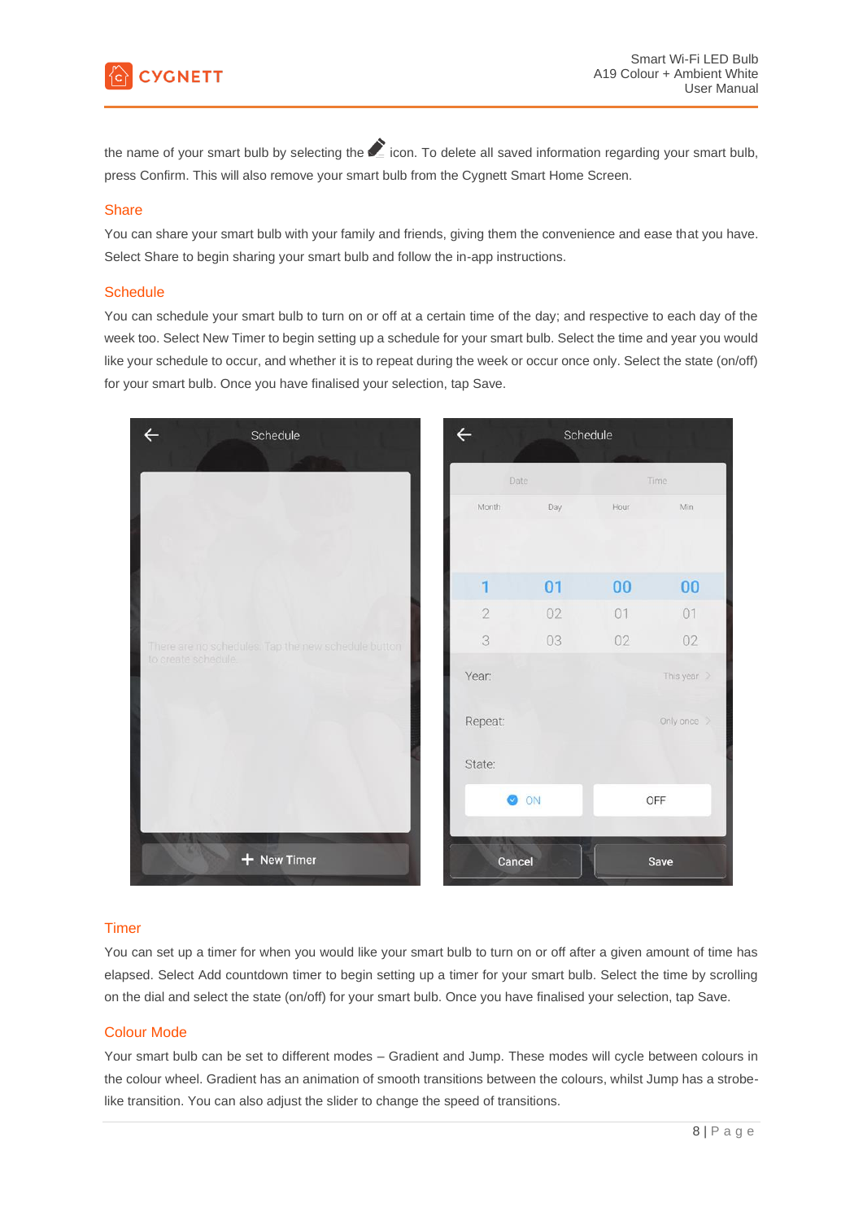the name of your smart bulb by selecting the ✎ icon. To delete all saved information regarding your smart bulb, press Confirm. This will also remove your smart bulb from the Cygnett Smart Home Screen.

## Share

You can share your smart bulb with your family and friends, giving them the convenience and ease that you have. Select Share to begin sharing your smart bulb and follow the in-app instructions.

## Schedule

You can schedule your smart bulb to turn on or off at a certain time of the day; and respective to each day of the week too. Select New Timer to begin setting up a schedule for your smart bulb. Select the time and year you would like your schedule to occur, and whether it is to repeat during the week or occur once only. Select the state (on/off) for your smart bulb. Once you have finalised your selection, tap Save.

## Timer

You can set up a timer for when you would like your smart bulb to turn on or off after a given amount of time has elapsed. Select Add countdown timer to begin setting up a timer for your smart bulb. Select the time by scrolling on the dial and select the state (on/off) for your smart bulb. Once you have finalised your selection, tap Save.

## Colour Mode

Your smart bulb can be set to different modes – Gradient and Jump. These modes will cycle between colours in the colour wheel. Gradient has an animation of smooth transitions between the colours, whilst Jump has a strobe-like transition. You can also adjust the slider to change the speed of transitions.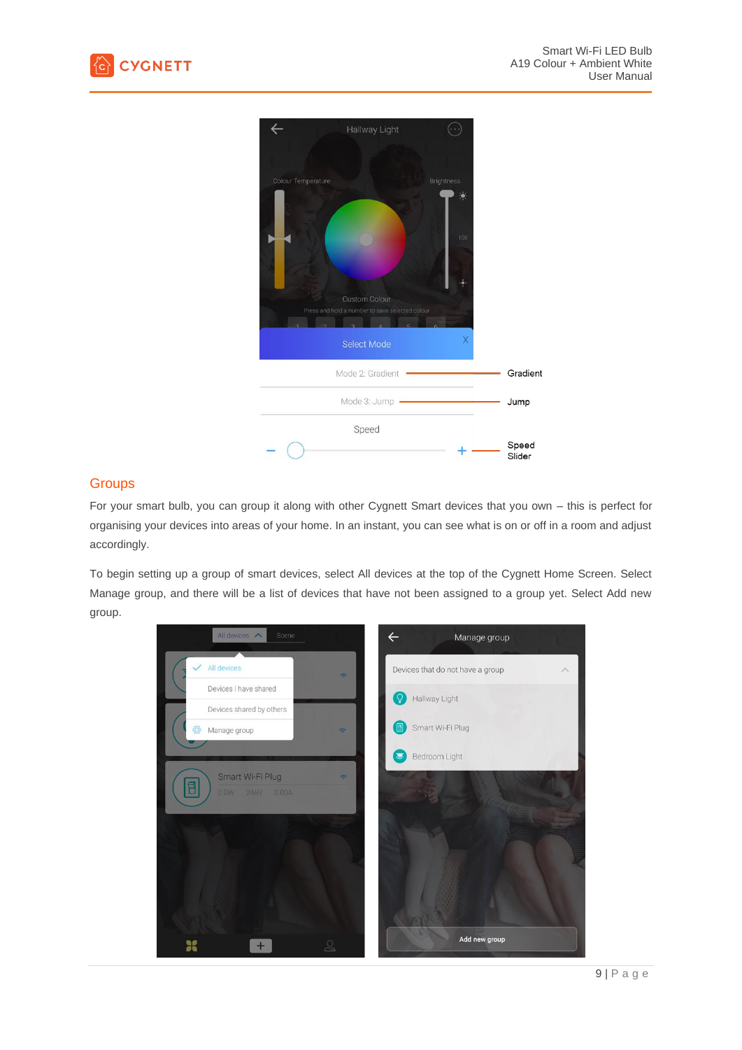## Groups

For your smart bulb, you can group it along with other Cygnett Smart devices that you own – this is perfect for organising your devices into areas of your home. In an instant, you can see what is on or off in a room and adjust accordingly.

To begin setting up a group of smart devices, select All devices at the top of the Cygnett Home Screen. Select Manage group, and there will be a list of devices that have not been assigned to a group yet. Select Add new group.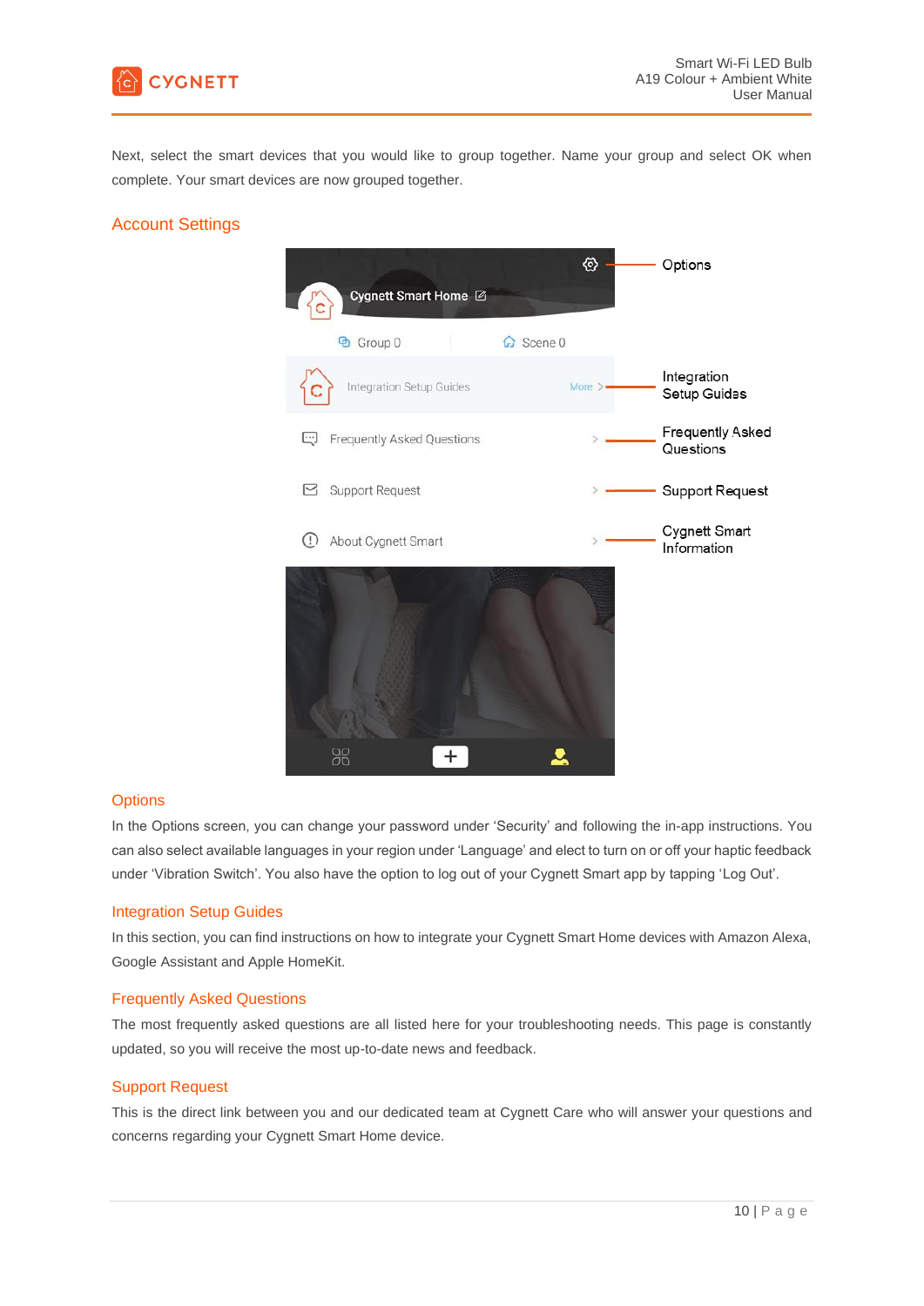Next, select the smart devices that you would like to group together. Name your group and select OK when complete. Your smart devices are now grouped together.

## Account Settings

### Options

In the Options screen, you can change your password under 'Security' and following the in-app instructions. You can also select available languages in your region under 'Language' and elect to turn on or off your haptic feedback under 'Vibration Switch'. You also have the option to log out of your Cygnett Smart app by tapping 'Log Out'.

### Integration Setup Guides

In this section, you can find instructions on how to integrate your Cygnett Smart Home devices with Amazon Alexa, Google Assistant and Apple HomeKit.

### Frequently Asked Questions

The most frequently asked questions are all listed here for your troubleshooting needs. This page is constantly updated, so you will receive the most up-to-date news and feedback.

### Support Request

This is the direct link between you and our dedicated team at Cygnett Care who will answer your questions and concerns regarding your Cygnett Smart Home device.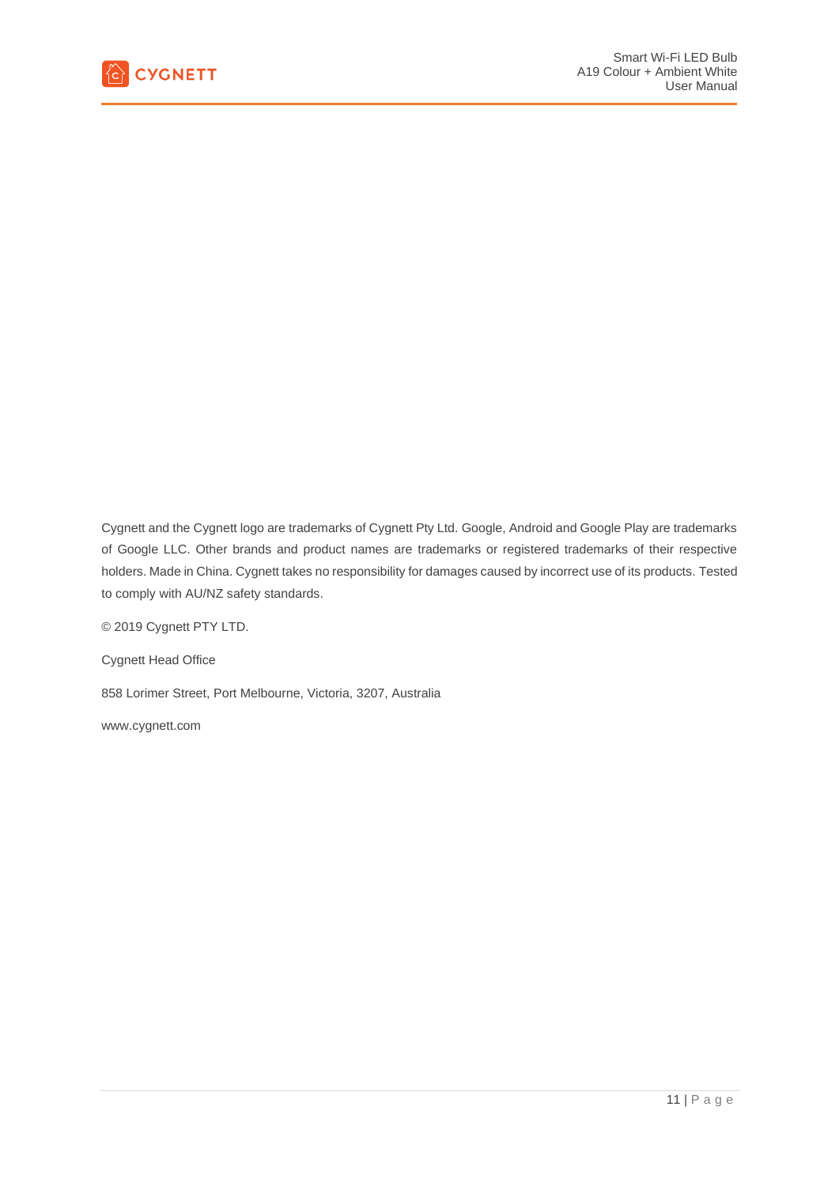Cygnett and the Cygnett logo are trademarks of Cygnett Pty Ltd. Google, Android and Google Play are trademarks of Google LLC. Other brands and product names are trademarks or registered trademarks of their respective holders. Made in China. Cygnett takes no responsibility for damages caused by incorrect use of its products. Tested to comply with AU/NZ safety standards.

© 2019 Cygnett PTY LTD.

Cygnett Head Office

858 Lorimer Street, Port Melbourne, Victoria, 3207, Australia

www.cygnett.com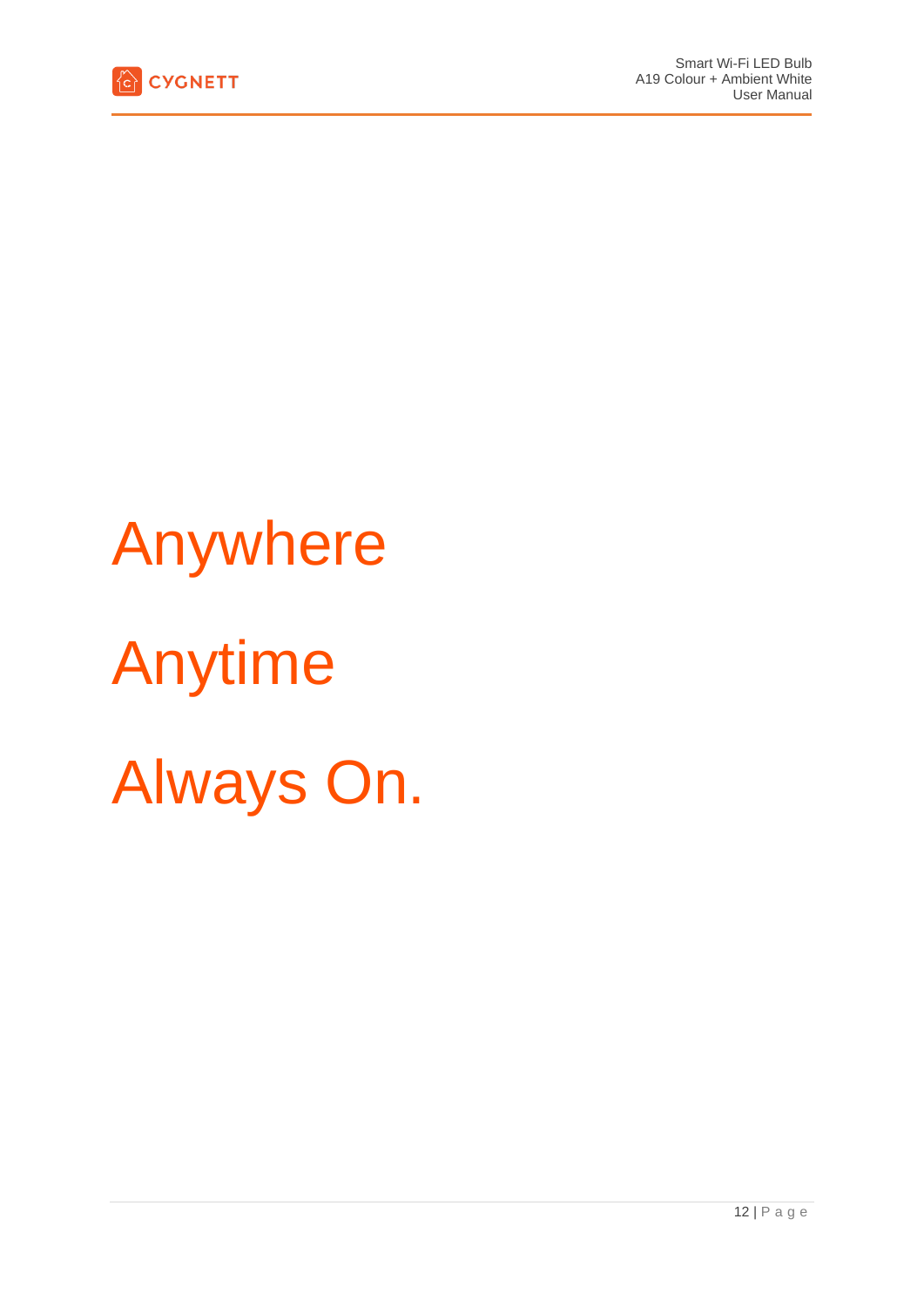Anywhere

Anytime

Always On.